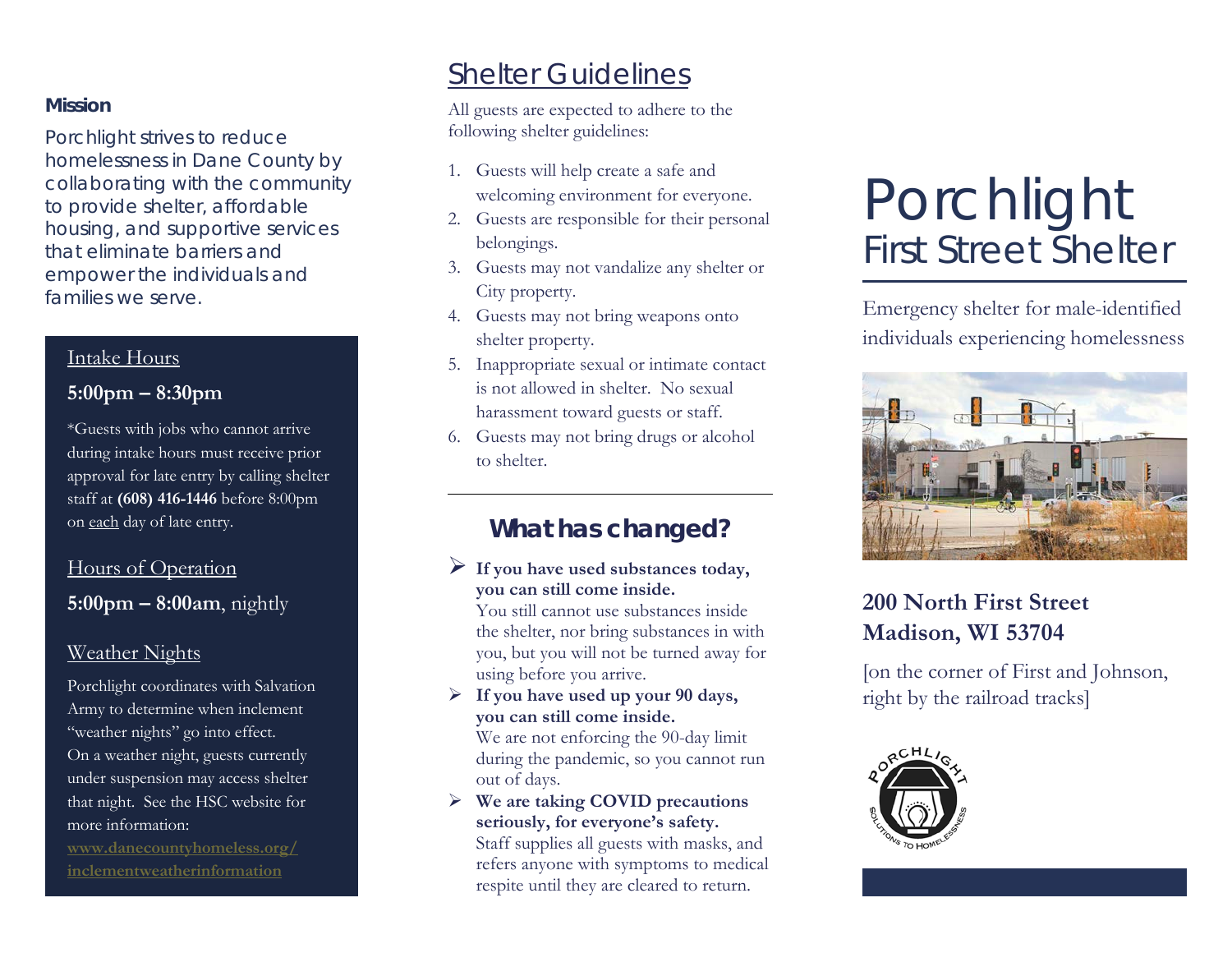**Mission**

Porchlight strives to reduce homelessness in Dane County by collaborating with the community to provide shelter, affordable housing, and supportive services that eliminate barriers and empower the individuals and families we serve.

### Intake Hours

**5:00pm – 8:30pm**

*Guests with jobs who cannot arrive during intake hours must receive prior approval for late entry by calling shelter staff at **(608) 416-1446** before 8:00pm on each day of late entry.

### Hours of Operation

**5:00pm – 8:00am**, nightly

### Weather Nights

Porchlight coordinates with Salvation Army to determine when inclement "weather nights" go into effect. On a weather night, guests currently under suspension may access shelter that night. See the HSC website for more information: **www.danecountyhomeless.org/inclementweatherinformation**

## Shelter Guidelines

All guests are expected to adhere to the following shelter guidelines:

1. Guests will help create a safe and welcoming environment for everyone.
2. Guests are responsible for their personal belongings.
3. Guests may not vandalize any shelter or City property.
4. Guests may not bring weapons onto shelter property.
5. Inappropriate sexual or intimate contact is not allowed in shelter. No sexual harassment toward guests or staff.
6. Guests may not bring drugs or alcohol to shelter.

---

## What has changed?

- **If you have used substances today, you can still come inside.** You still cannot use substances inside the shelter, nor bring substances in with you, but you will not be turned away for using before you arrive.
- **If you have used up your 90 days, you can still come inside.** We are not enforcing the 90-day limit during the pandemic, so you cannot run out of days.
- **We are taking COVID precautions seriously, for everyone's safety.** Staff supplies all guests with masks, and refers anyone with symptoms to medical respite until they are cleared to return.

# Porchlight
## First Street Shelter

Emergency shelter for male-identified individuals experiencing homelessness

**200 North First Street**
**Madison, WI 53704**

[on the corner of First and Johnson, right by the railroad tracks]

PORCHLIGHT SOLUTIONS TO HOMELESSNESS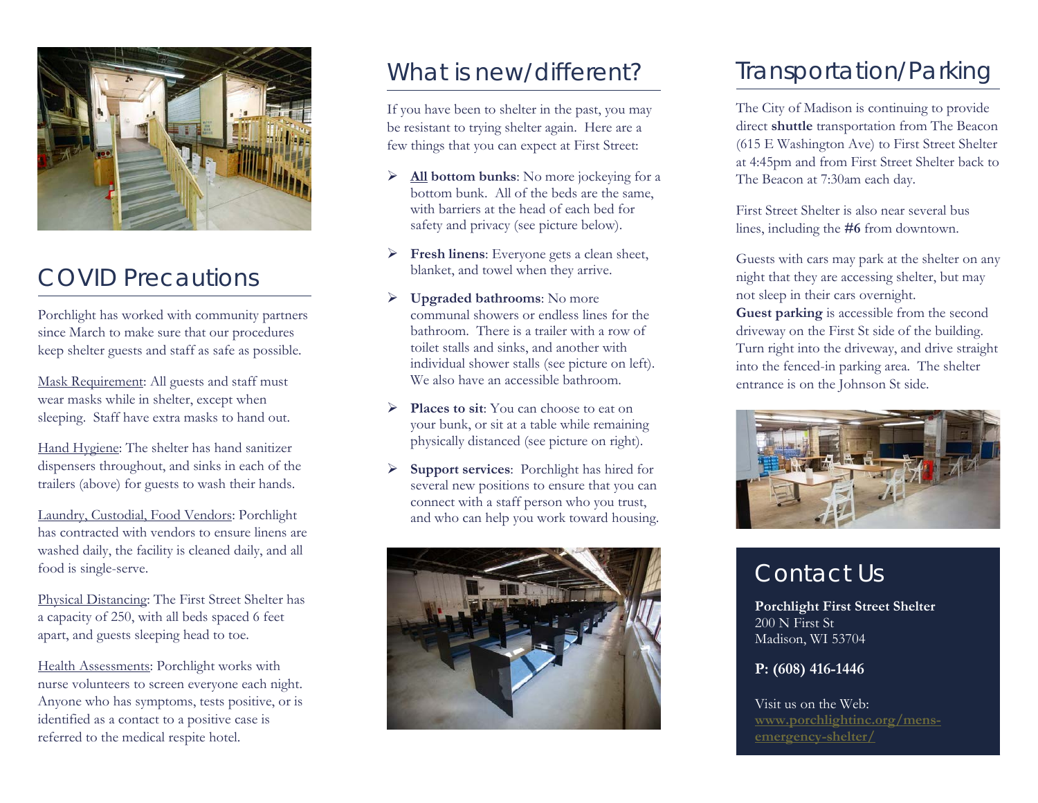## COVID Precautions

Porchlight has worked with community partners since March to make sure that our procedures keep shelter guests and staff as safe as possible.

Mask Requirement: All guests and staff must wear masks while in shelter, except when sleeping. Staff have extra masks to hand out.

Hand Hygiene: The shelter has hand sanitizer dispensers throughout, and sinks in each of the trailers (above) for guests to wash their hands.

Laundry, Custodial, Food Vendors: Porchlight has contracted with vendors to ensure linens are washed daily, the facility is cleaned daily, and all food is single-serve.

Physical Distancing: The First Street Shelter has a capacity of 250, with all beds spaced 6 feet apart, and guests sleeping head to toe.

Health Assessments: Porchlight works with nurse volunteers to screen everyone each night. Anyone who has symptoms, tests positive, or is identified as a contact to a positive case is referred to the medical respite hotel.

## What is new/different?

If you have been to shelter in the past, you may be resistant to trying shelter again. Here are a few things that you can expect at First Street:

- **All bottom bunks**: No more jockeying for a bottom bunk. All of the beds are the same, with barriers at the head of each bed for safety and privacy (see picture below).
- **Fresh linens**: Everyone gets a clean sheet, blanket, and towel when they arrive.
- **Upgraded bathrooms**: No more communal showers or endless lines for the bathroom. There is a trailer with a row of toilet stalls and sinks, and another with individual shower stalls (see picture on left). We also have an accessible bathroom.
- **Places to sit**: You can choose to eat on your bunk, or sit at a table while remaining physically distanced (see picture on right).
- **Support services**: Porchlight has hired for several new positions to ensure that you can connect with a staff person who you trust, and who can help you work toward housing.

## Transportation/Parking

The City of Madison is continuing to provide direct **shuttle** transportation from The Beacon (615 E Washington Ave) to First Street Shelter at 4:45pm and from First Street Shelter back to The Beacon at 7:30am each day.

First Street Shelter is also near several bus lines, including the **#6** from downtown.

Guests with cars may park at the shelter on any night that they are accessing shelter, but may not sleep in their cars overnight.
**Guest parking** is accessible from the second driveway on the First St side of the building. Turn right into the driveway, and drive straight into the fenced-in parking area. The shelter entrance is on the Johnson St side.

## Contact Us

**Porchlight First Street Shelter**
200 N First St
Madison, WI 53704

**P: (608) 416-1446**

Visit us on the Web:
**www.porchlightinc.org/mens-emergency-shelter/**